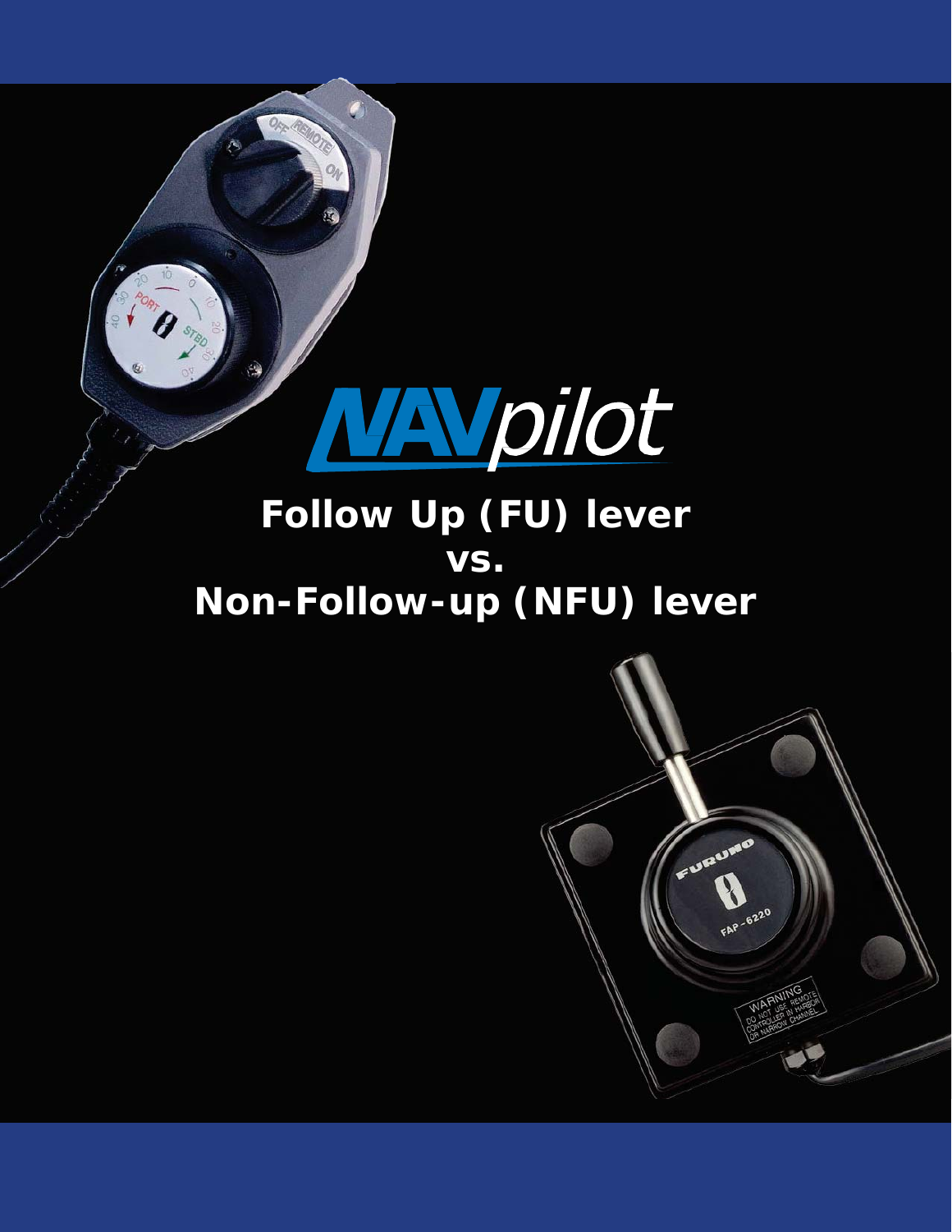# NAVpilot

## Follow Up (FU) lever
## vs.
## Non-Follow-up (NFU) lever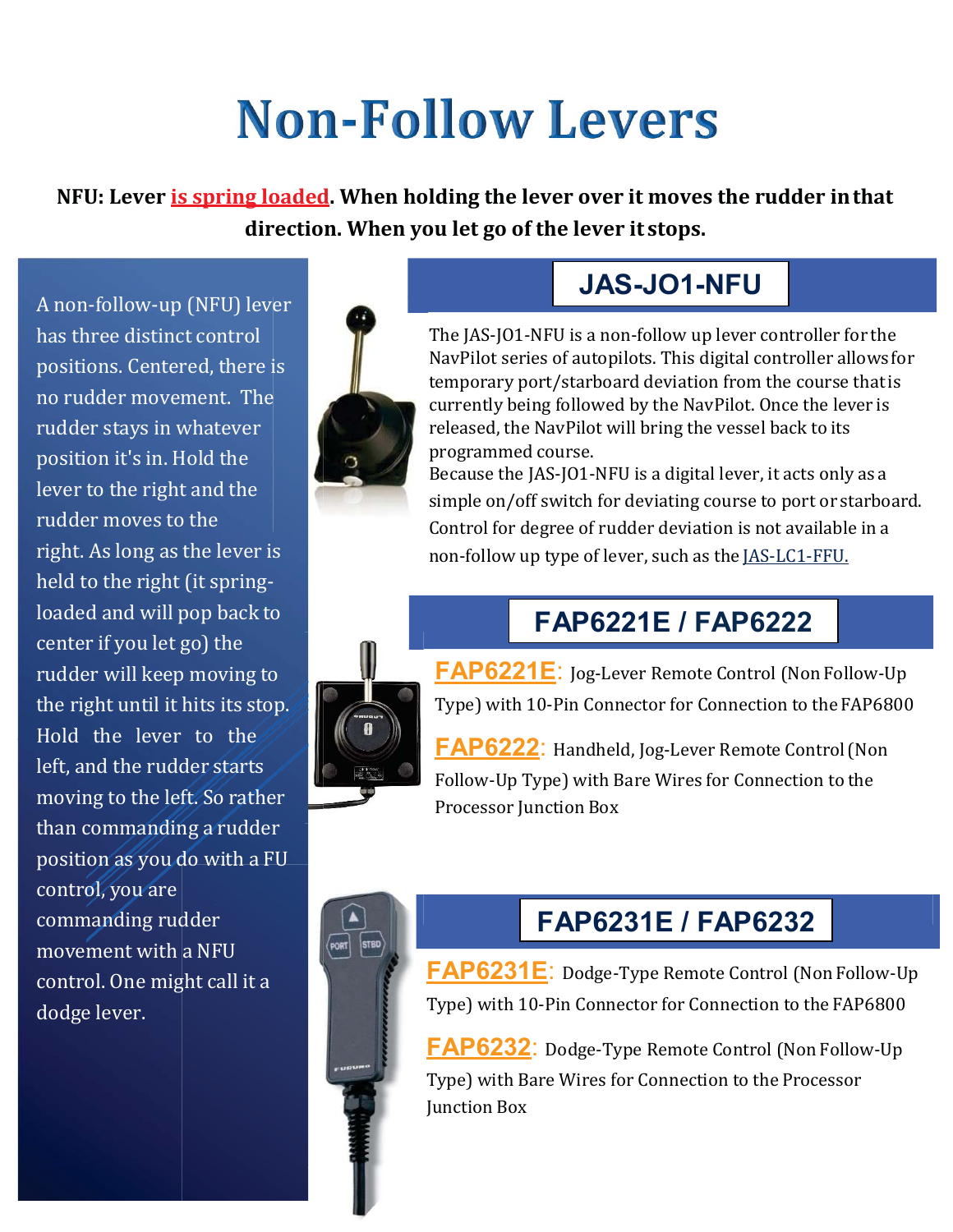# Non-Follow Levers

**NFU: Lever is spring loaded. When holding the lever over it moves the rudder in that direction. When you let go of the lever it stops.**

A non-follow-up (NFU) lever has three distinct control positions. Centered, there is no rudder movement. The rudder stays in whatever position it's in. Hold the lever to the right and the rudder moves to the right. As long as the lever is held to the right (it spring-loaded and will pop back to center if you let go) the rudder will keep moving to the right until it hits its stop. Hold the lever to the left, and the rudder starts moving to the left. So rather than commanding a rudder position as you do with a FU control, you are commanding rudder movement with a NFU control. One might call it a dodge lever.

## JAS-JO1-NFU

The JAS-JO1-NFU is a non-follow up lever controller for the NavPilot series of autopilots. This digital controller allows for temporary port/starboard deviation from the course that is currently being followed by the NavPilot. Once the lever is released, the NavPilot will bring the vessel back to its programmed course.

Because the JAS-JO1-NFU is a digital lever, it acts only as a simple on/off switch for deviating course to port or starboard. Control for degree of rudder deviation is not available in a non-follow up type of lever, such as the JAS-LC1-FFU.

## FAP6221E / FAP6222

**FAP6221E**: Jog-Lever Remote Control (Non Follow-Up Type) with 10-Pin Connector for Connection to the FAP6800

**FAP6222**: Handheld, Jog-Lever Remote Control (Non Follow-Up Type) with Bare Wires for Connection to the Processor Junction Box

## FAP6231E / FAP6232

**FAP6231E**: Dodge-Type Remote Control (Non Follow-Up Type) with 10-Pin Connector for Connection to the FAP6800

**FAP6232**: Dodge-Type Remote Control (Non Follow-Up Type) with Bare Wires for Connection to the Processor Junction Box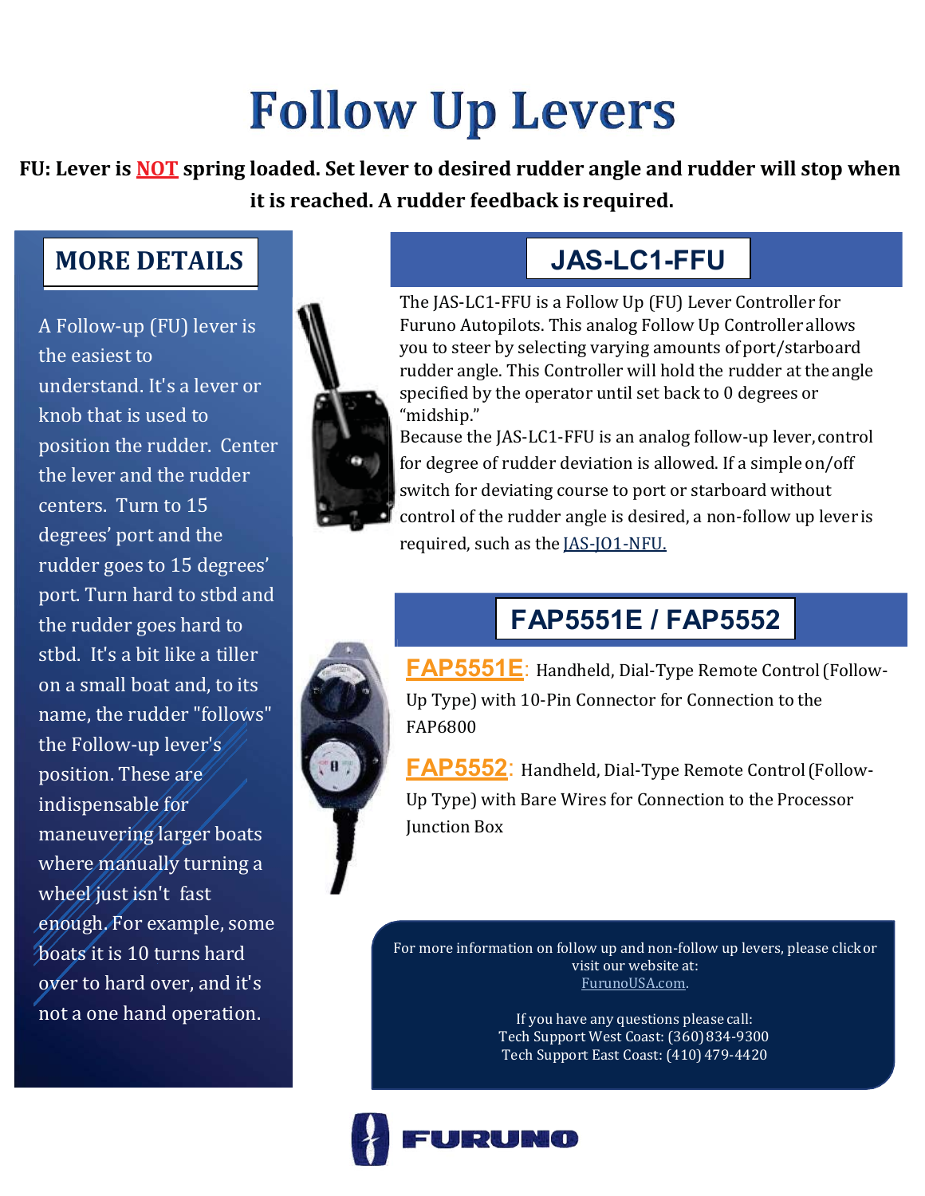# Follow Up Levers

**FU: Lever is NOT spring loaded. Set lever to desired rudder angle and rudder will stop when it is reached. A rudder feedback is required.**

## MORE DETAILS

A Follow-up (FU) lever is the easiest to understand. It's a lever or knob that is used to position the rudder. Center the lever and the rudder centers. Turn to 15 degrees' port and the rudder goes to 15 degrees' port. Turn hard to stbd and the rudder goes hard to stbd. It's a bit like a tiller on a small boat and, to its name, the rudder "follows" the Follow-up lever's position. These are indispensable for maneuvering larger boats where manually turning a wheel just isn't fast enough. For example, some boats it is 10 turns hard over to hard over, and it's not a one hand operation.

## JAS-LC1-FFU

The JAS-LC1-FFU is a Follow Up (FU) Lever Controller for Furuno Autopilots. This analog Follow Up Controller allows you to steer by selecting varying amounts of port/starboard rudder angle. This Controller will hold the rudder at the angle specified by the operator until set back to 0 degrees or "midship."

Because the JAS-LC1-FFU is an analog follow-up lever, control for degree of rudder deviation is allowed. If a simple on/off switch for deviating course to port or starboard without control of the rudder angle is desired, a non-follow up lever is required, such as the JAS-JO1-NFU.

## FAP5551E / FAP5552

**FAP5551E**: Handheld, Dial-Type Remote Control (Follow-Up Type) with 10-Pin Connector for Connection to the FAP6800

**FAP5552**: Handheld, Dial-Type Remote Control (Follow-Up Type) with Bare Wires for Connection to the Processor Junction Box

For more information on follow up and non-follow up levers, please click or visit our website at: FurunoUSA.com.

If you have any questions please call:
Tech Support West Coast: (360) 834-9300
Tech Support East Coast: (410) 479-4420

FURUNO